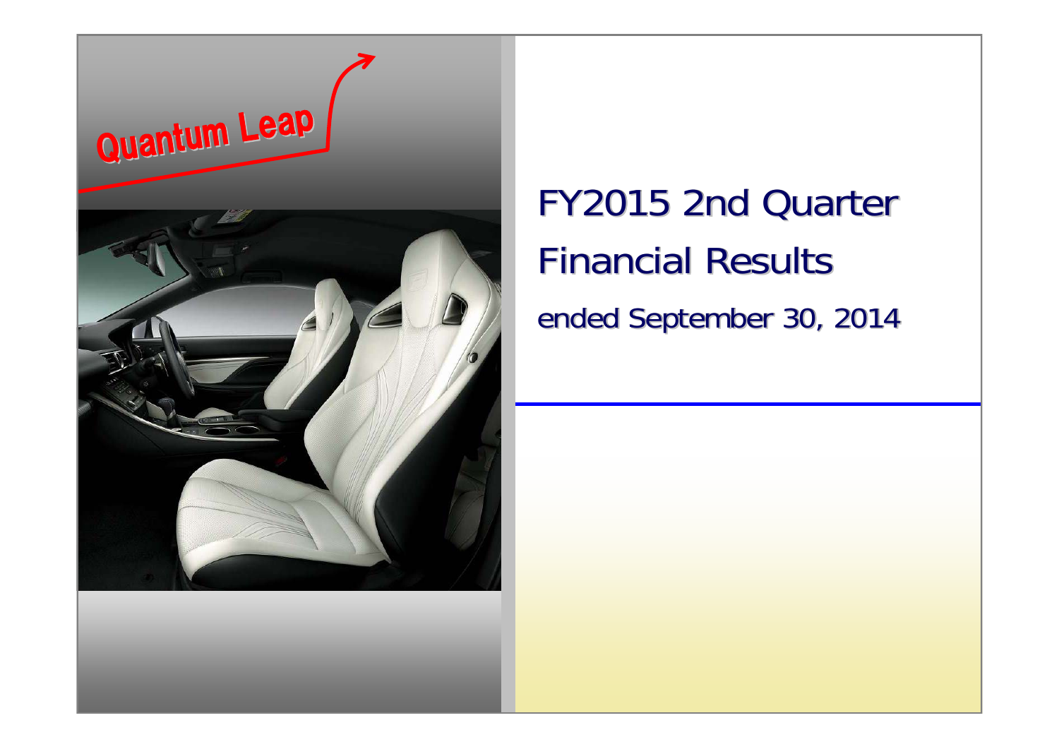Quantum Leap

# FY2015 2nd Quarter Financial Results

ended September 30, 2014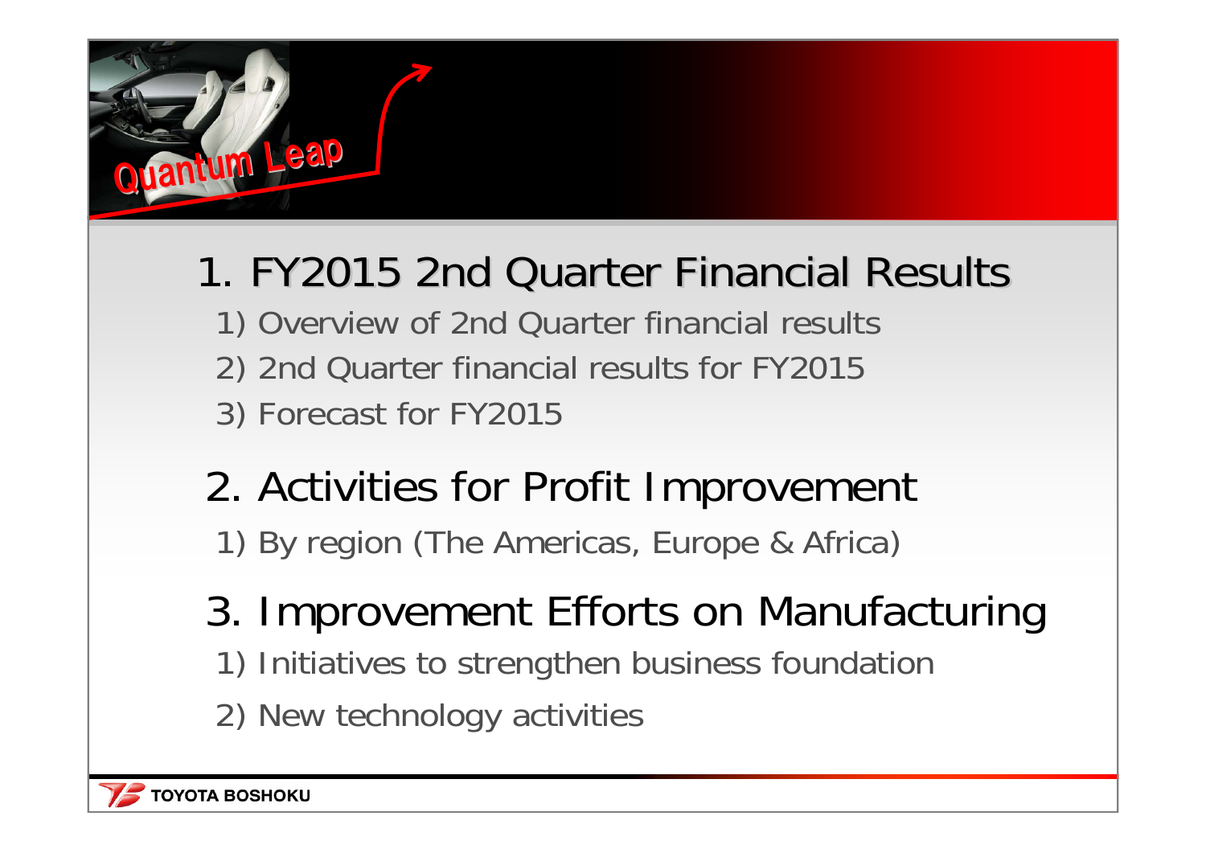## 1. FY2015 2nd Quarter Financial Results

1) Overview of 2nd Quarter financial results

2) 2nd Quarter financial results for FY2015

3) Forecast for FY2015

## 2. Activities for Profit Improvement

1) By region (The Americas, Europe & Africa)

## 3. Improvement Efforts on Manufacturing

1) Initiatives to strengthen business foundation

2) New technology activities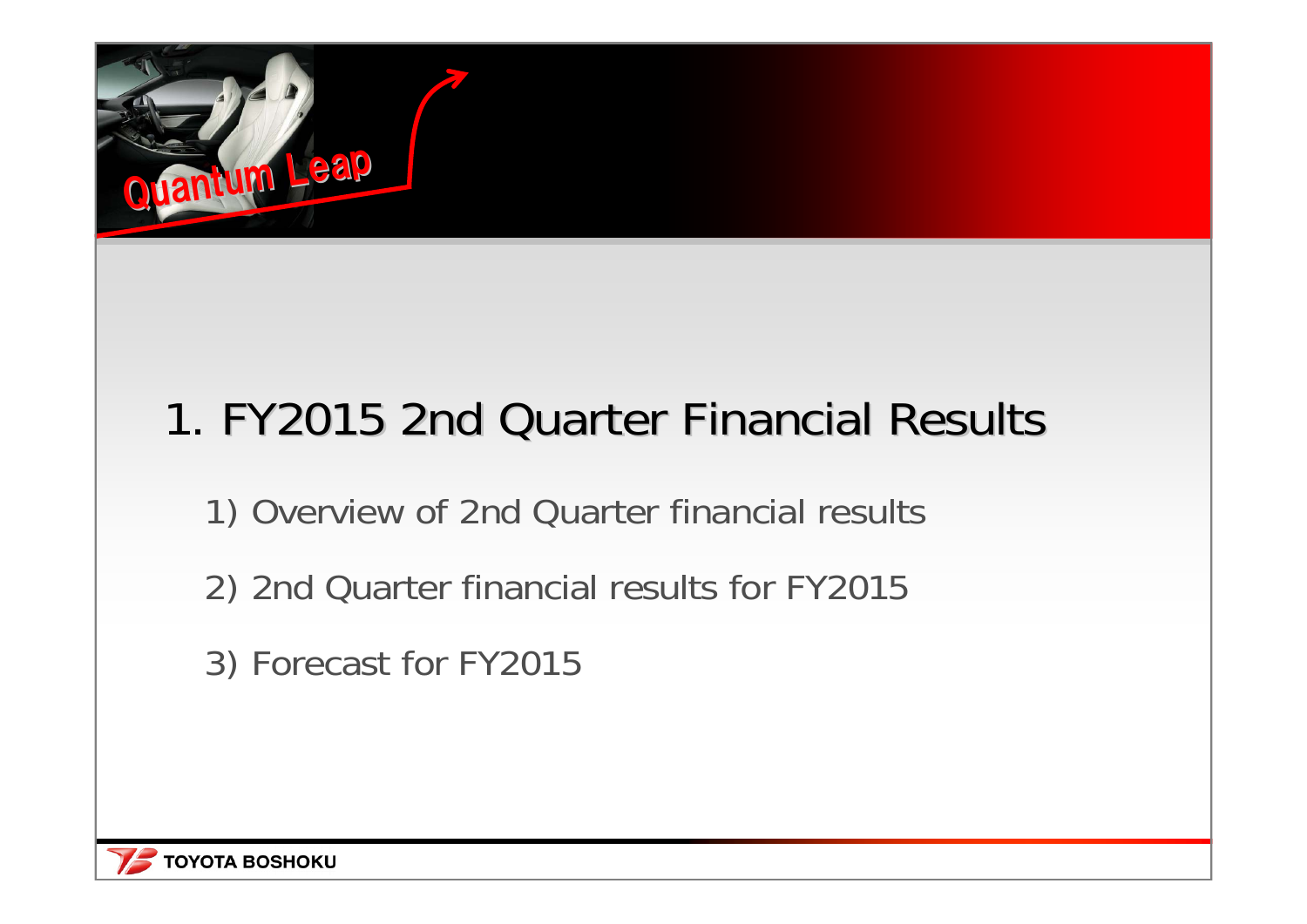# 1. FY2015 2nd Quarter Financial Results

1) Overview of 2nd Quarter financial results

2) 2nd Quarter financial results for FY2015

3) Forecast for FY2015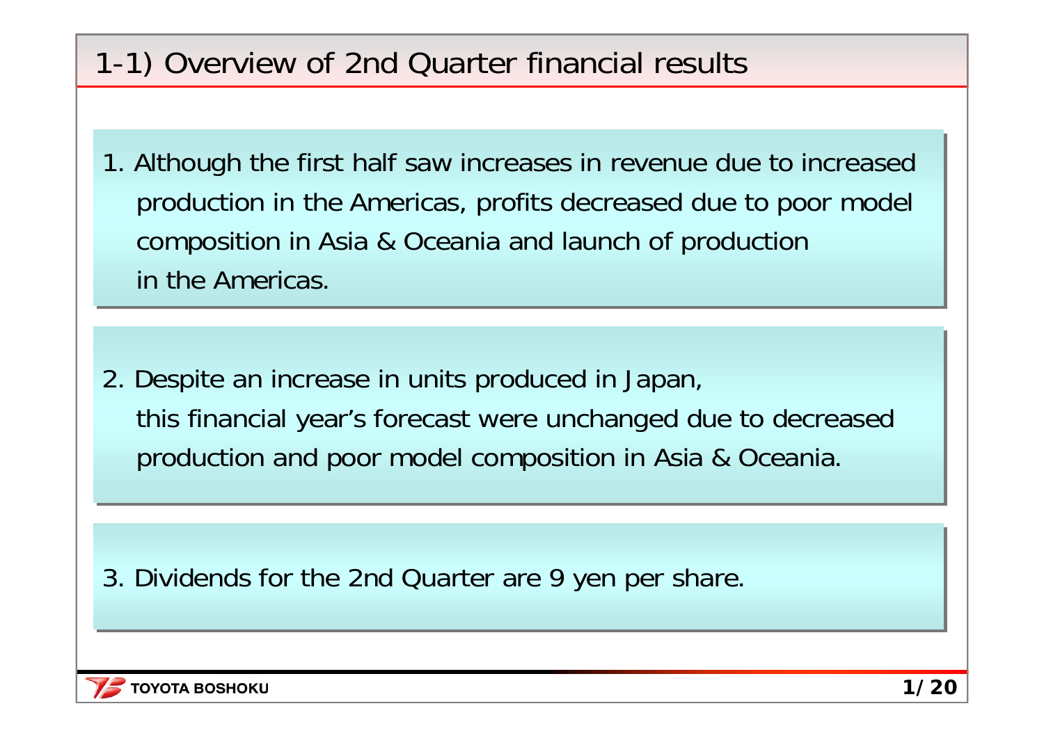## 1-1) Overview of 2nd Quarter financial results

1. Although the first half saw increases in revenue due to increased production in the Americas, profits decreased due to poor model composition in Asia & Oceania and launch of production in the Americas.

2. Despite an increase in units produced in Japan, this financial year’s forecast were unchanged due to decreased production and poor model composition in Asia & Oceania.

3. Dividends for the 2nd Quarter are 9 yen per share.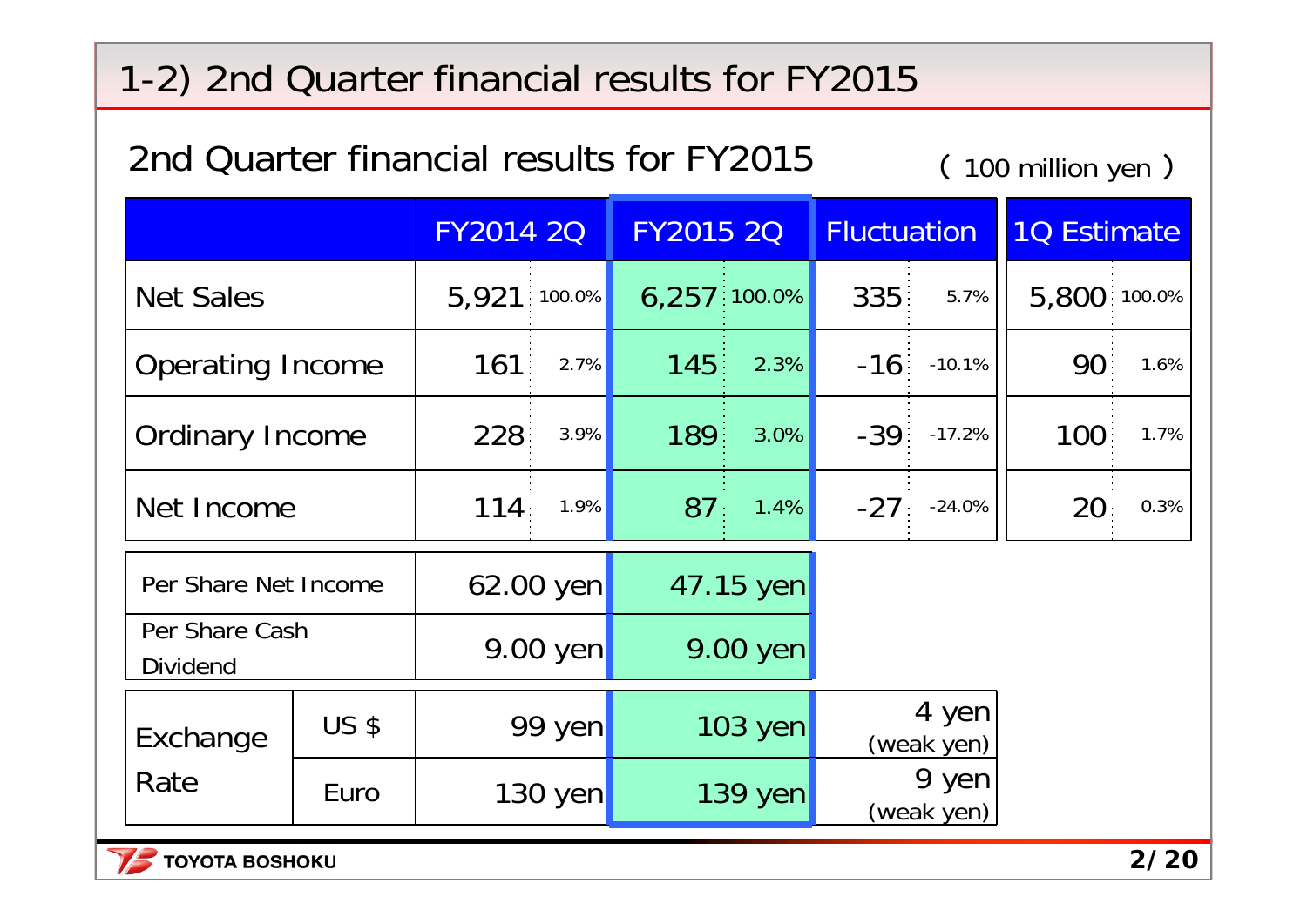# 1-2) 2nd Quarter financial results for FY2015

## 2nd Quarter financial results for FY2015

( 100 million yen )

| | FY2014 2Q | | FY2015 2Q | | Fluctuation | | 1Q Estimate | |
|---|---|---|---|---|---|---|---|---|
| Net Sales | 5,921 | 100.0% | 6,257 | 100.0% | 335 | 5.7% | 5,800 | 100.0% |
| Operating Income | 161 | 2.7% | 145 | 2.3% | -16 | -10.1% | 90 | 1.6% |
| Ordinary Income | 228 | 3.9% | 189 | 3.0% | -39 | -17.2% | 100 | 1.7% |
| Net Income | 114 | 1.9% | 87 | 1.4% | -27 | -24.0% | 20 | 0.3% |

| | FY2014 2Q | FY2015 2Q |
|---|---|---|
| Per Share Net Income | 62.00 yen | 47.15 yen |
| Per Share Cash Dividend | 9.00 yen | 9.00 yen |

| Exchange Rate | | FY2014 2Q | FY2015 2Q | Fluctuation |
|---|---|---|---|---|
| | US $ | 99 yen | 103 yen | 4 yen (weak yen) |
| | Euro | 130 yen | 139 yen | 9 yen (weak yen) |

TOYOTA BOSHOKU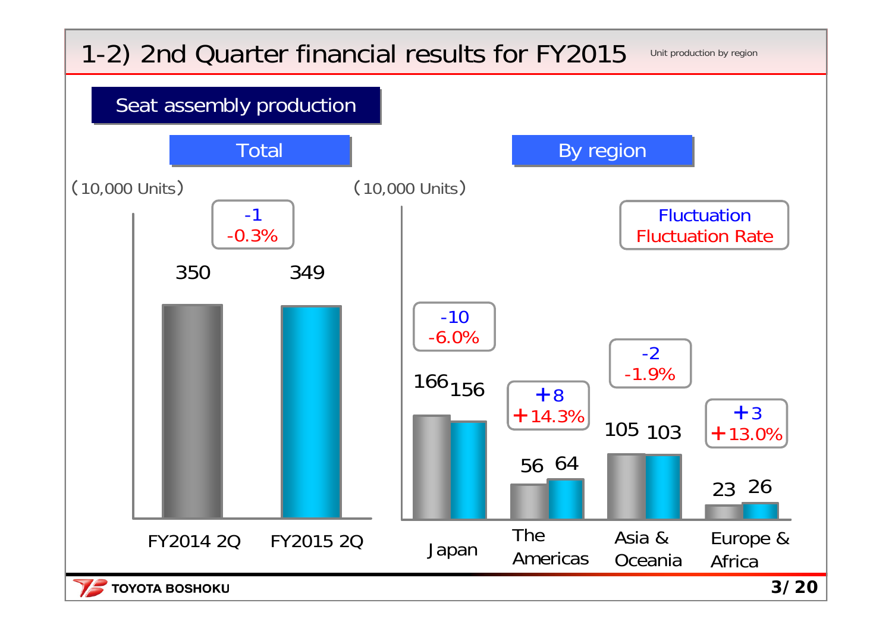# 1-2) 2nd Quarter financial results for FY2015

Unit production by region

## Seat assembly production

### Total

(10,000 Units)

| | FY2014 2Q | FY2015 2Q | Fluctuation | Fluctuation Rate |
|---|---|---|---|---|
| Total | 350 | 349 | -1 | -0.3% |

### By region

(10,000 Units)

| Region | FY2014 2Q | FY2015 2Q | Fluctuation | Fluctuation Rate |
|---|---|---|---|---|
| Japan | 166 | 156 | -10 | -6.0% |
| The Americas | 56 | 64 | +8 | +14.3% |
| Asia & Oceania | 105 | 103 | -2 | -1.9% |
| Europe & Africa | 23 | 26 | +3 | +13.0% |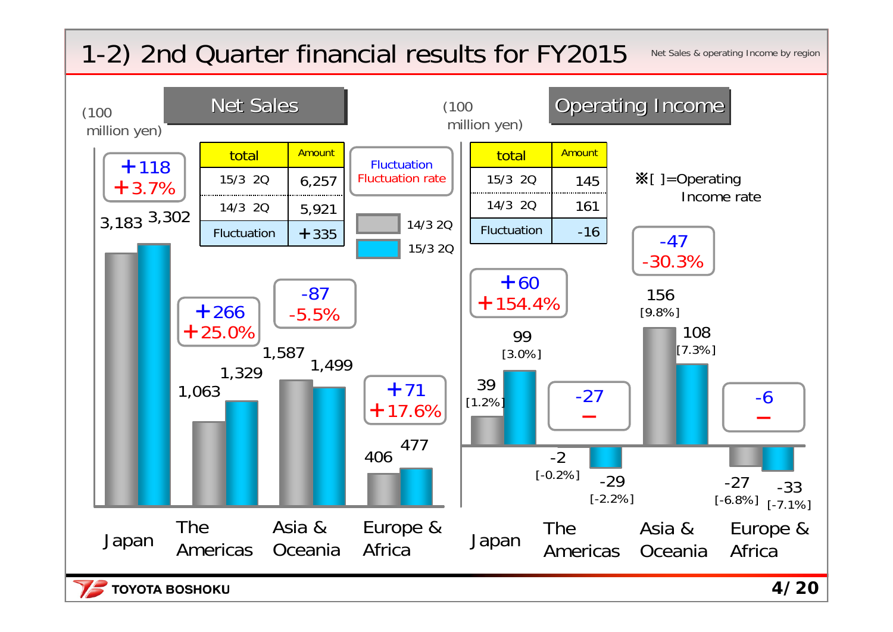# 1-2) 2nd Quarter financial results for FY2015

Net Sales & operating Income by region

## Net Sales

(100 million yen)

| total | Amount |
|---|---|
| 15/3 2Q | 6,257 |
| 14/3 2Q | 5,921 |
| Fluctuation | ＋335 |

Fluctuation / Fluctuation rate

Legend: 14/3 2Q, 15/3 2Q

| Region | 14/3 2Q | 15/3 2Q | Fluctuation | Fluctuation rate |
|---|---|---|---|---|
| Japan | 3,183 | 3,302 | ＋118 | ＋3.7% |
| The Americas | 1,063 | 1,329 | ＋266 | ＋25.0% |
| Asia & Oceania | 1,587 | 1,499 | -87 | -5.5% |
| Europe & Africa | 406 | 477 | ＋71 | ＋17.6% |

## Operating Income

(100 million yen)

| total | Amount |
|---|---|
| 15/3 2Q | 145 |
| 14/3 2Q | 161 |
| Fluctuation | -16 |

※[ ]=Operating Income rate

| Region | 14/3 2Q | 15/3 2Q | Fluctuation | Fluctuation rate |
|---|---|---|---|---|
| Japan | 39 [1.2%] | 99 [3.0%] | ＋60 | ＋154.4% |
| The Americas | -2 [-0.2%] | -29 [-2.2%] | -27 | － |
| Asia & Oceania | 156 [9.8%] | 108 [7.3%] | -47 | -30.3% |
| Europe & Africa | -27 [-6.8%] | -33 [-7.1%] | -6 | － |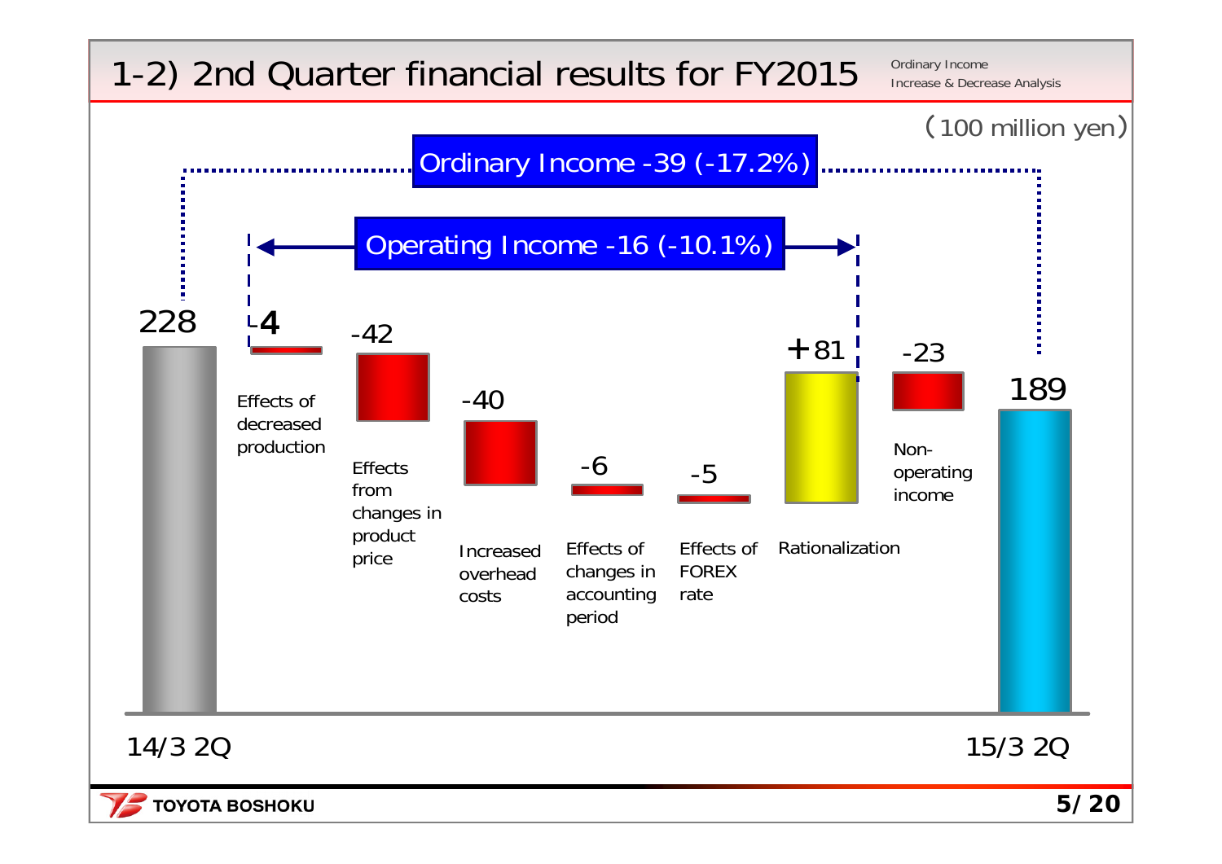# 1-2) 2nd Quarter financial results for FY2015

Ordinary Income Increase & Decrease Analysis

(100 million yen)

**Ordinary Income -39 (-17.2%)**

**Operating Income -16 (-10.1%)**

| Item | Amount |
| --- | --- |
| 14/3 2Q | 228 |
| Effects of decreased production | -4 |
| Effects from changes in product price | -42 |
| Increased overhead costs | -40 |
| Effects of changes in accounting period | -6 |
| Effects of FOREX rate | -5 |
| Rationalization | +81 |
| Non-operating income | -23 |
| 15/3 2Q | 189 |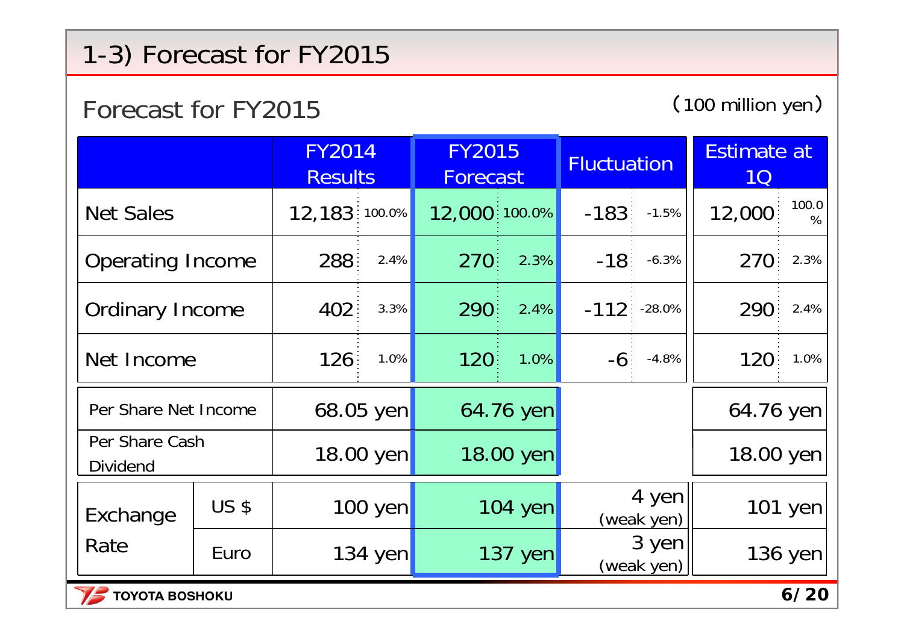# 1-3) Forecast for FY2015

## Forecast for FY2015

（100 million yen）

| | | FY2014 Results | | FY2015 Forecast | | Fluctuation | | Estimate at 1Q | |
|---|---|---|---|---|---|---|---|---|---|
| Net Sales | | 12,183 | 100.0% | 12,000 | 100.0% | -183 | -1.5% | 12,000 | 100.0% |
| Operating Income | | 288 | 2.4% | 270 | 2.3% | -18 | -6.3% | 270 | 2.3% |
| Ordinary Income | | 402 | 3.3% | 290 | 2.4% | -112 | -28.0% | 290 | 2.4% |
| Net Income | | 126 | 1.0% | 120 | 1.0% | -6 | -4.8% | 120 | 1.0% |
| Per Share Net Income | | 68.05 yen | | 64.76 yen | | | | 64.76 yen | |
| Per Share Cash Dividend | | 18.00 yen | | 18.00 yen | | | | 18.00 yen | |
| Exchange Rate | US $ | 100 yen | | 104 yen | | 4 yen (weak yen) | | 101 yen | |
| | Euro | 134 yen | | 137 yen | | 3 yen (weak yen) | | 136 yen | |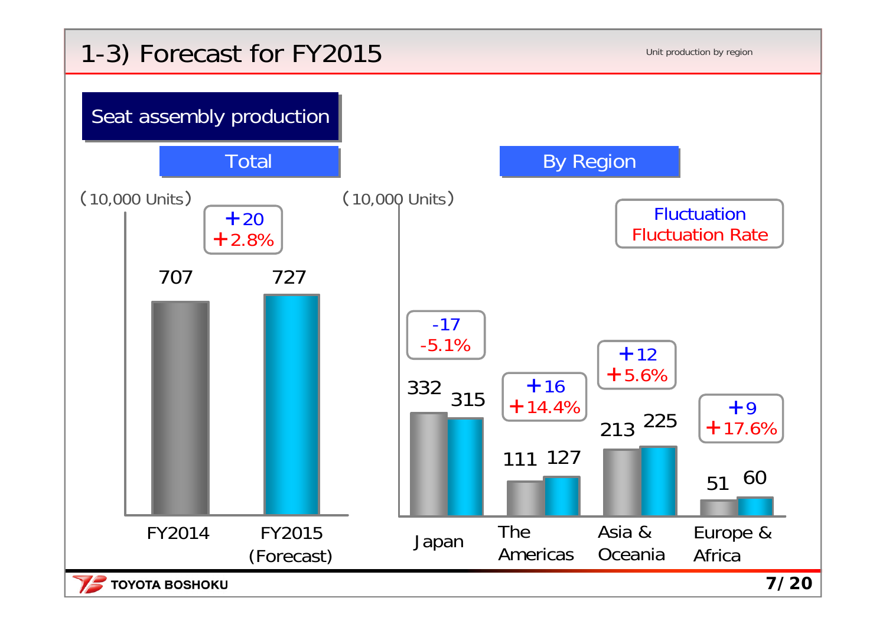# 1-3) Forecast for FY2015

Unit production by region

## Seat assembly production

### Total

(10,000 Units)

| | FY2014 | FY2015 (Forecast) | Fluctuation | Fluctuation Rate |
|---|---|---|---|---|
| Total | 707 | 727 | +20 | +2.8% |

### By Region

(10,000 Units)

| | FY2014 | FY2015 (Forecast) | Fluctuation | Fluctuation Rate |
|---|---|---|---|---|
| Japan | 332 | 315 | -17 | -5.1% |
| The Americas | 111 | 127 | +16 | +14.4% |
| Asia & Oceania | 213 | 225 | +12 | +5.6% |
| Europe & Africa | 51 | 60 | +9 | +17.6% |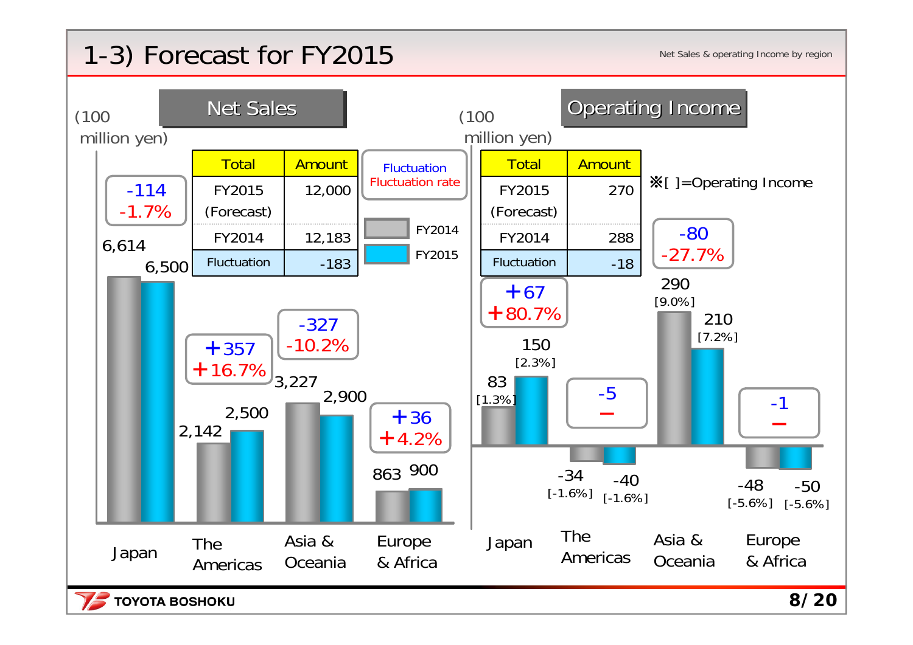# 1-3) Forecast for FY2015

Net Sales & operating Income by region

## Net Sales

(100 million yen)

| Total | Amount |
|---|---|
| FY2015 (Forecast) | 12,000 |
| FY2014 | 12,183 |
| Fluctuation | -183 |

Fluctuation / Fluctuation rate

| Region | FY2014 | FY2015 | Fluctuation | Fluctuation rate |
|---|---|---|---|---|
| Japan | 6,614 | 6,500 | -114 | -1.7% |
| The Americas | 2,142 | 2,500 | +357 | +16.7% |
| Asia & Oceania | 3,227 | 2,900 | -327 | -10.2% |
| Europe & Africa | 863 | 900 | +36 | +4.2% |

## Operating Income

(100 million yen)

| Total | Amount |
|---|---|
| FY2015 (Forecast) | 270 |
| FY2014 | 288 |
| Fluctuation | -18 |

※[ ]=Operating Income

| Region | FY2014 | FY2015 | Fluctuation | Fluctuation rate |
|---|---|---|---|---|
| Japan | 83 [1.3%] | 150 [2.3%] | +67 | +80.7% |
| The Americas | -34 [-1.6%] | -40 [-1.6%] | -5 | – |
| Asia & Oceania | 290 [9.0%] | 210 [7.2%] | -80 | -27.7% |
| Europe & Africa | -48 [-5.6%] | -50 [-5.6%] | -1 | – |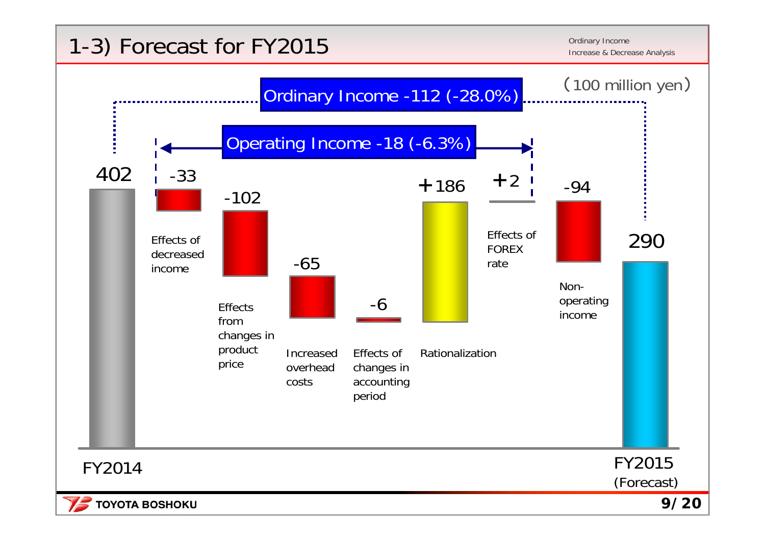# 1-3) Forecast for FY2015

Ordinary Income
Increase & Decrease Analysis

(100 million yen)

**Ordinary Income -112 (-28.0%)**

**Operating Income -18 (-6.3%)**

| Item | Amount |
|---|---|
| FY2014 | 402 |
| Effects of decreased income | -33 |
| Effects from changes in product price | -102 |
| Increased overhead costs | -65 |
| Effects of changes in accounting period | -6 |
| Rationalization | +186 |
| Effects of FOREX rate | +2 |
| Non-operating income | -94 |
| FY2015 (Forecast) | 290 |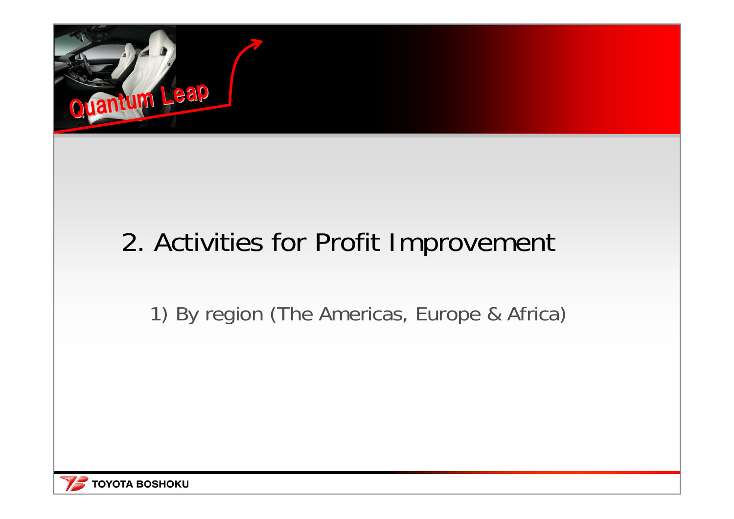## 2. Activities for Profit Improvement

1) By region (The Americas, Europe & Africa)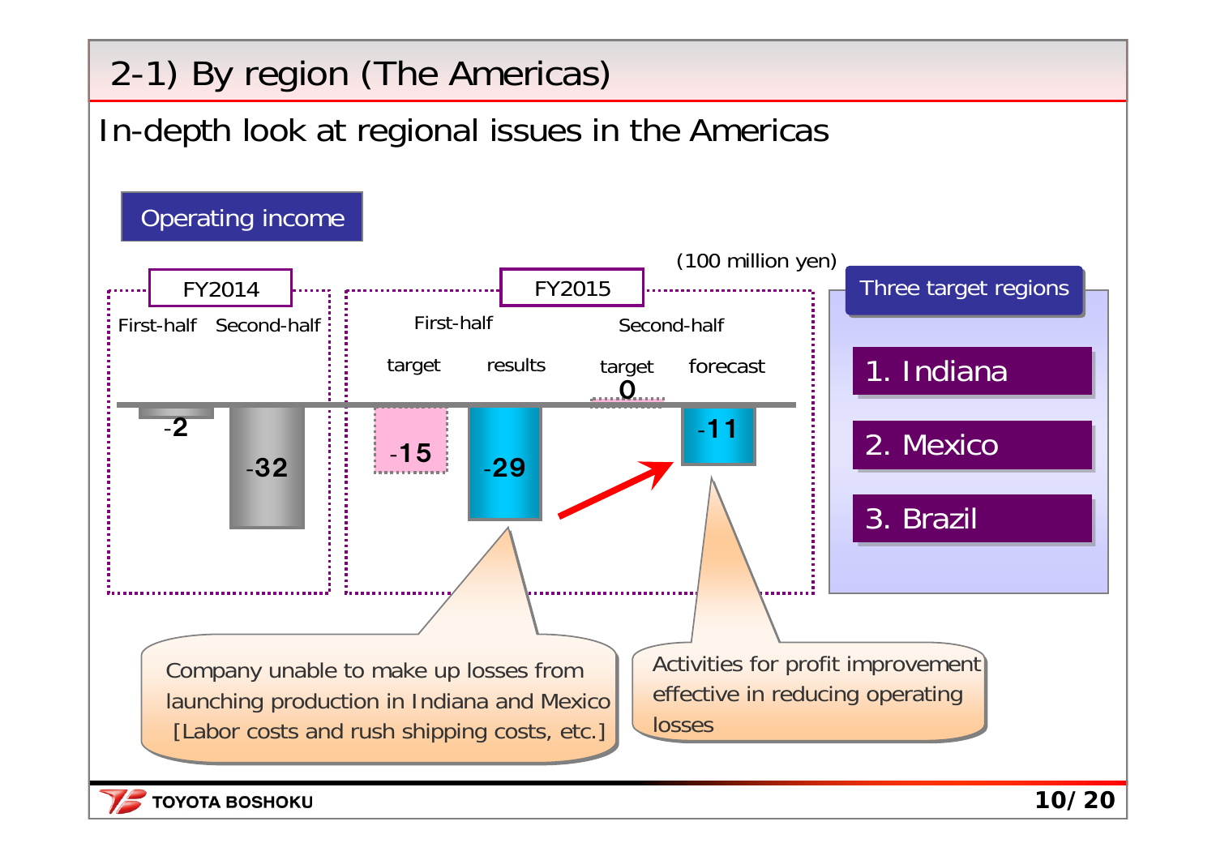# 2-1) By region (The Americas)

## In-depth look at regional issues in the Americas

**Operating income**

(100 million yen)

| FY2014 | | FY2015 | | | |
|---|---|---|---|---|---|
| First-half | Second-half | First-half | | Second-half | |
| | | target | results | target | forecast |
| -2 | -32 | -15 | -29 | 0 | -11 |

Company unable to make up losses from launching production in Indiana and Mexico [Labor costs and rush shipping costs, etc.]

Activities for profit improvement effective in reducing operating losses

**Three target regions**

1. Indiana
2. Mexico
3. Brazil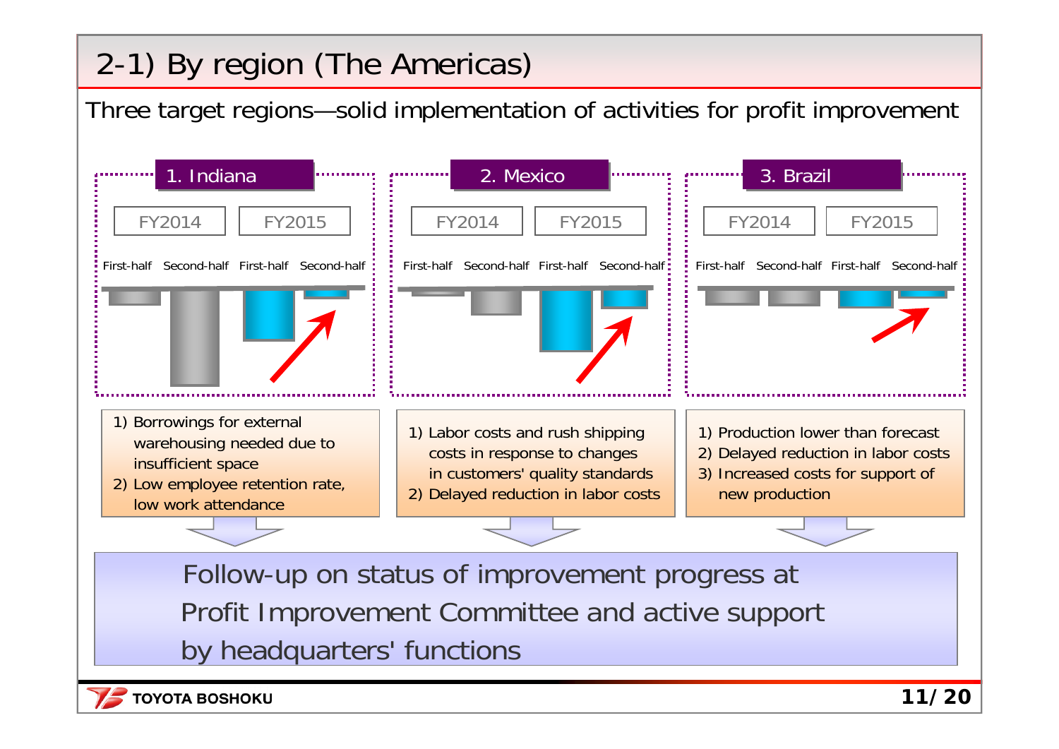# 2-1) By region (The Americas)

Three target regions—solid implementation of activities for profit improvement

## 1. Indiana

FY2014 | FY2015

First-half | Second-half | First-half | Second-half

1) Borrowings for external warehousing needed due to insufficient space
2) Low employee retention rate, low work attendance

## 2. Mexico

FY2014 | FY2015

First-half | Second-half | First-half | Second-half

1) Labor costs and rush shipping costs in response to changes in customers' quality standards
2) Delayed reduction in labor costs

## 3. Brazil

FY2014 | FY2015

First-half | Second-half | First-half | Second-half

1) Production lower than forecast
2) Delayed reduction in labor costs
3) Increased costs for support of new production

Follow-up on status of improvement progress at Profit Improvement Committee and active support by headquarters' functions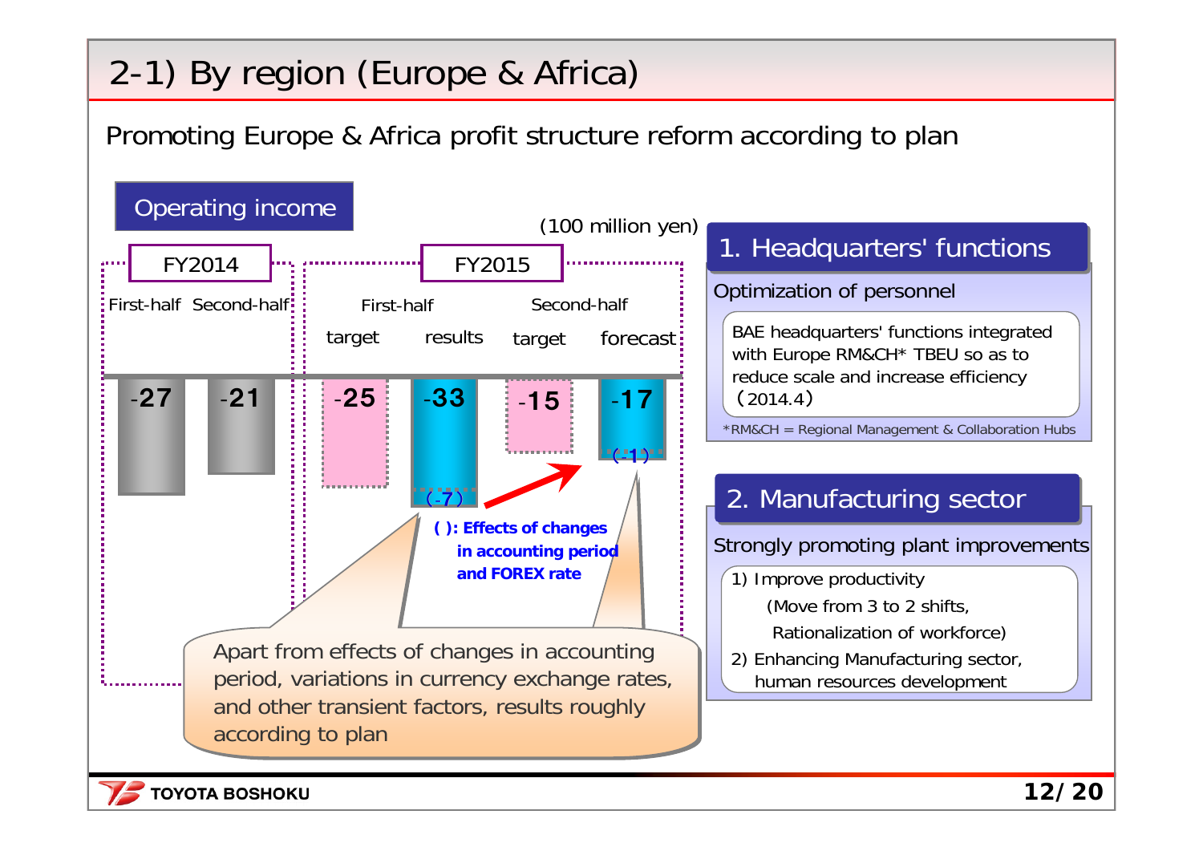# 2-1) By region (Europe & Africa)

Promoting Europe & Africa profit structure reform according to plan

**Operating income**

(100 million yen)

| FY2014 First-half | FY2014 Second-half | FY2015 First-half target | FY2015 First-half results | FY2015 Second-half target | FY2015 Second-half forecast |
|---|---|---|---|---|---|
| -27 | -21 | -25 | -33 (-7) | -15 | -17 (-1) |

**( ): Effects of changes in accounting period and FOREX rate**

Apart from effects of changes in accounting period, variations in currency exchange rates, and other transient factors, results roughly according to plan

## 1. Headquarters' functions

Optimization of personnel

BAE headquarters' functions integrated with Europe RM&CH* TBEU so as to reduce scale and increase efficiency （2014.4）

*RM&CH = Regional Management & Collaboration Hubs

## 2. Manufacturing sector

Strongly promoting plant improvements

1) Improve productivity
   (Move from 3 to 2 shifts, Rationalization of workforce)
2) Enhancing Manufacturing sector, human resources development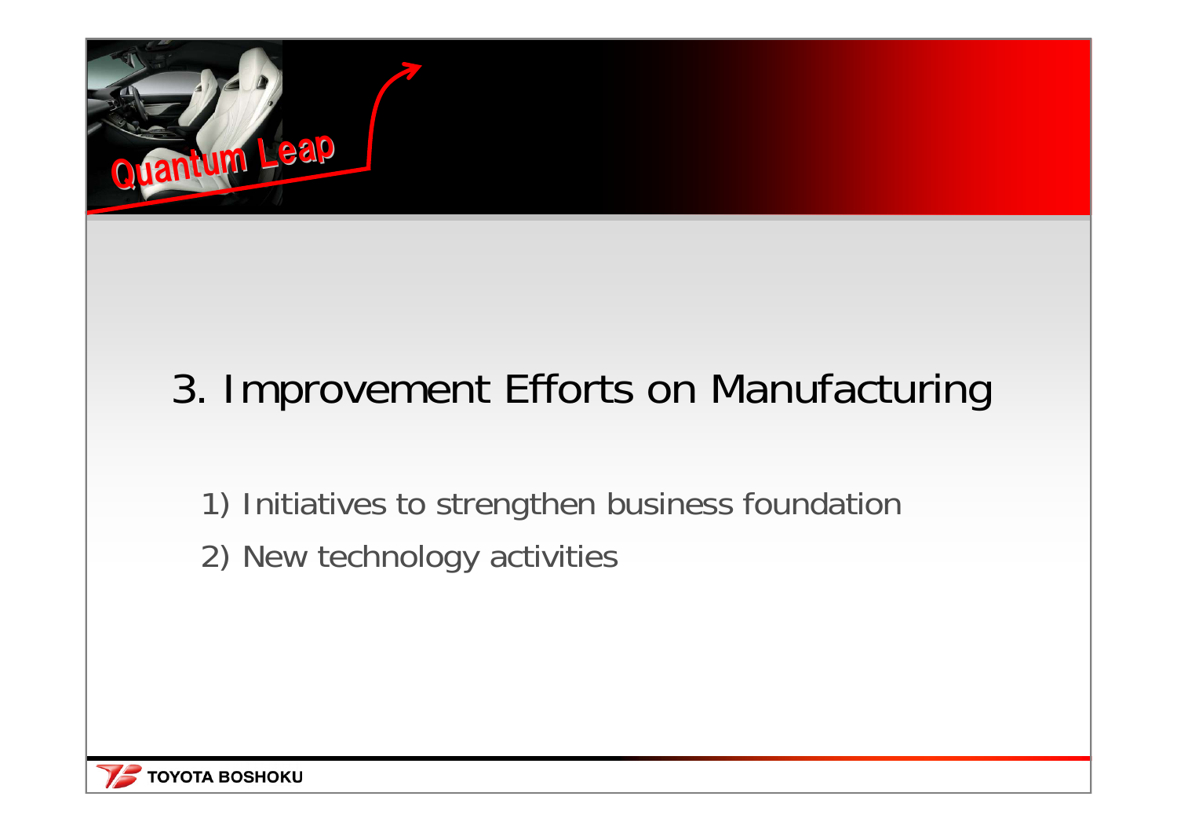# 3. Improvement Efforts on Manufacturing

1) Initiatives to strengthen business foundation

2) New technology activities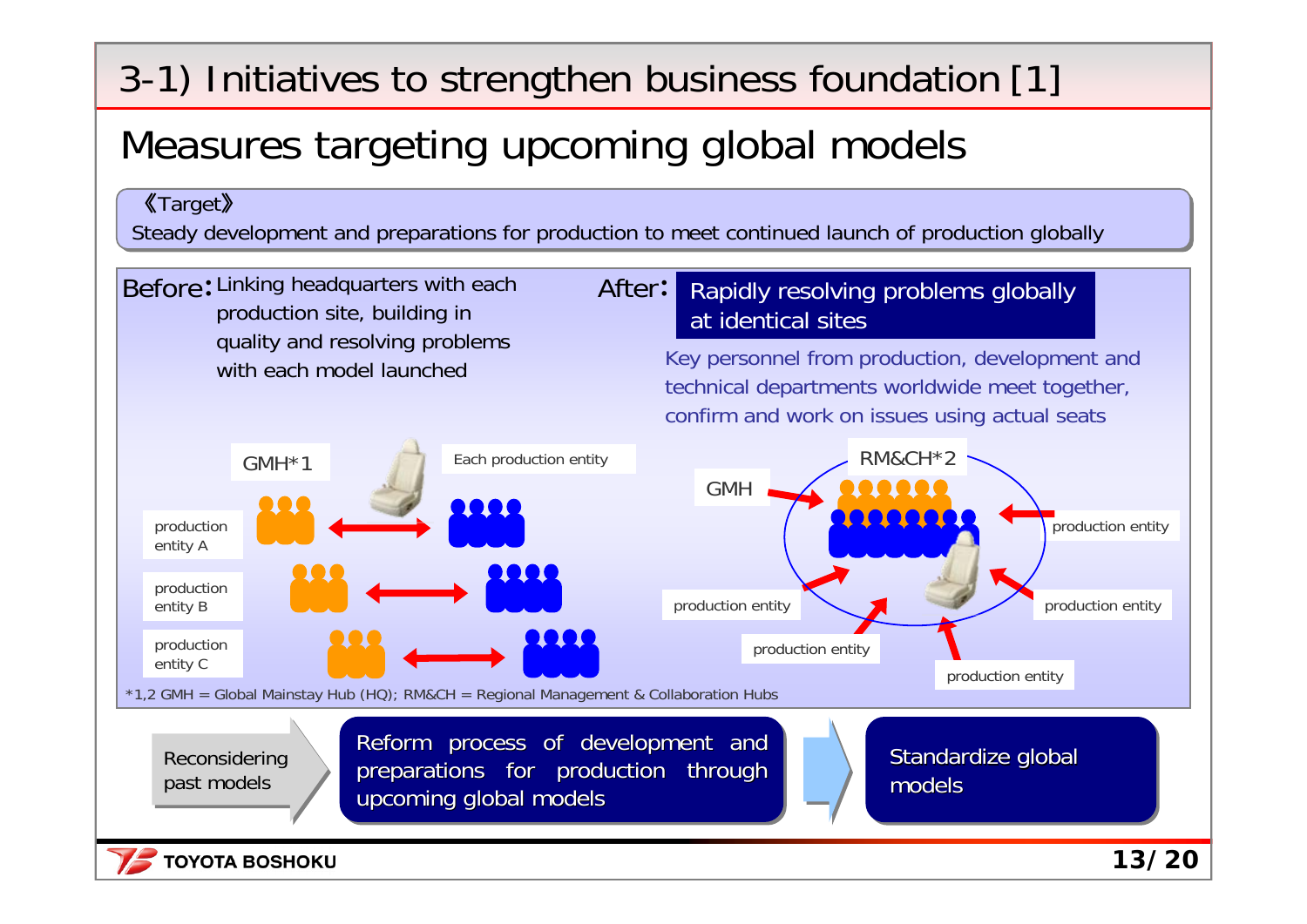# 3-1) Initiatives to strengthen business foundation [1]

## Measures targeting upcoming global models

《Target》

Steady development and preparations for production to meet continued launch of production globally

**Before:** Linking headquarters with each production site, building in quality and resolving problems with each model launched

GMH*1

Each production entity

production entity A

production entity B

production entity C

**After:** Rapidly resolving problems globally at identical sites

Key personnel from production, development and technical departments worldwide meet together, confirm and work on issues using actual seats

RM&CH*2

GMH

production entity

production entity

production entity

production entity

production entity

*1,2 GMH = Global Mainstay Hub (HQ); RM&CH = Regional Management & Collaboration Hubs

Reconsidering past models → Reform process of development and preparations for production through upcoming global models → Standardize global models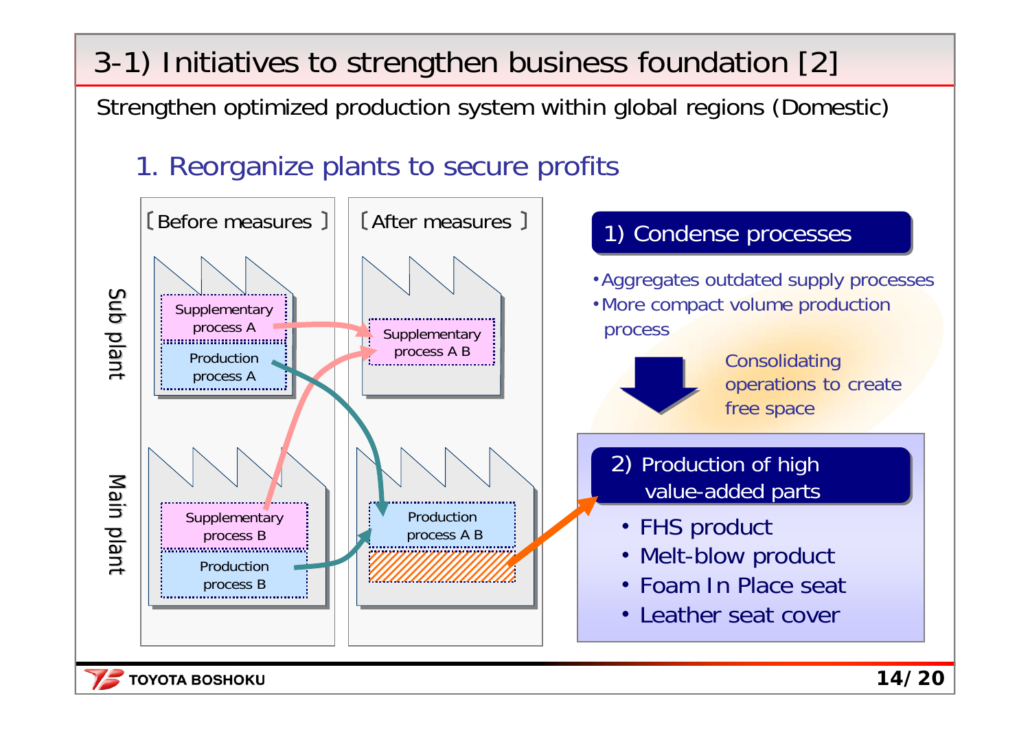# 3-1) Initiatives to strengthen business foundation [2]

Strengthen optimized production system within global regions (Domestic)

## 1. Reorganize plants to secure profits

〔Before measures〕

Sub plant
- Supplementary process A
- Production process A

Main plant
- Supplementary process B
- Production process B

〔After measures〕

Sub plant
- Supplementary process A B

Main plant
- Production process A B

### 1) Condense processes

- Aggregates outdated supply processes
- More compact volume production process

Consolidating operations to create free space

### 2) Production of high value-added parts

- FHS product
- Melt-blow product
- Foam In Place seat
- Leather seat cover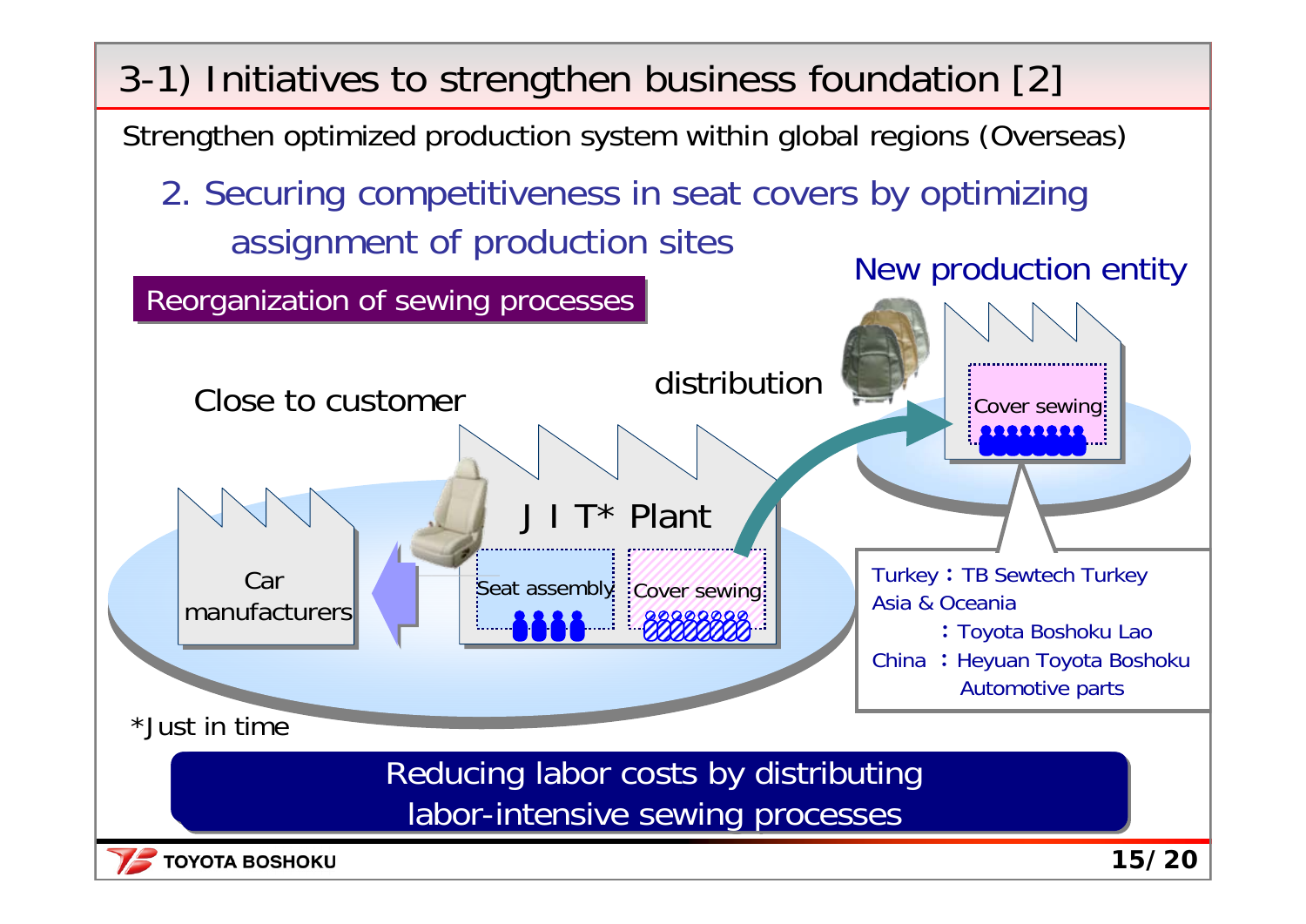# 3-1) Initiatives to strengthen business foundation [2]

Strengthen optimized production system within global regions (Overseas)

## 2. Securing competitiveness in seat covers by optimizing assignment of production sites

**Reorganization of sewing processes**

Close to customer

Car manufacturers

J I T* Plant

Seat assembly

Cover sewing

distribution

New production entity

Cover sewing

Turkey：TB Sewtech Turkey
Asia & Oceania
：Toyota Boshoku Lao
China ：Heyuan Toyota Boshoku Automotive parts

*Just in time

**Reducing labor costs by distributing labor-intensive sewing processes**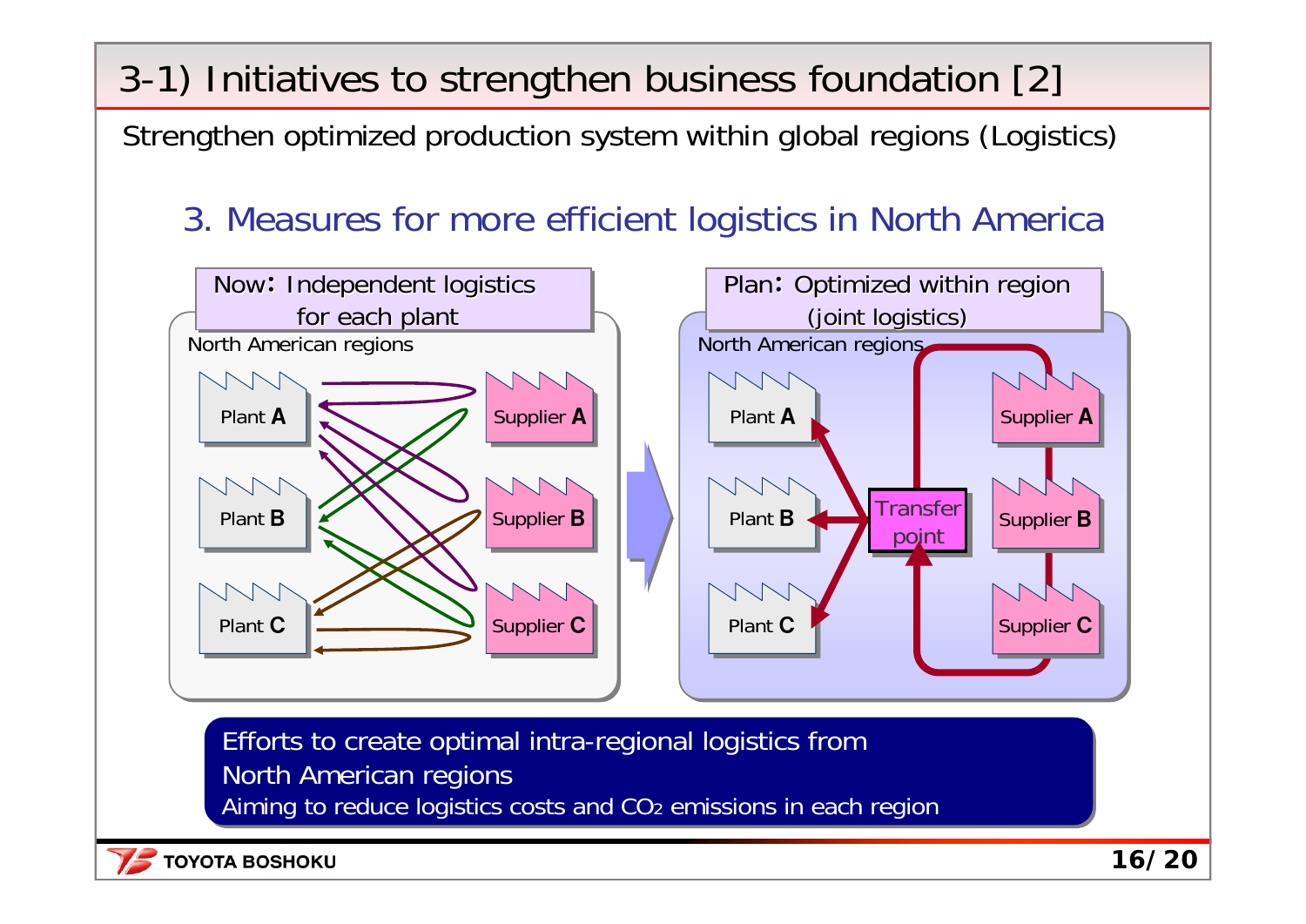# 3-1) Initiatives to strengthen business foundation [2]

Strengthen optimized production system within global regions (Logistics)

## 3. Measures for more efficient logistics in North America

**Now: Independent logistics for each plant**

North American regions

Plant **A** | Plant **B** | Plant **C**

Supplier **A** | Supplier **B** | Supplier **C**

**Plan: Optimized within region (joint logistics)**

North American regions

Plant **A** | Plant **B** | Plant **C**

Transfer point

Supplier **A** | Supplier **B** | Supplier **C**

Efforts to create optimal intra-regional logistics from North American regions

Aiming to reduce logistics costs and $CO_2$ emissions in each region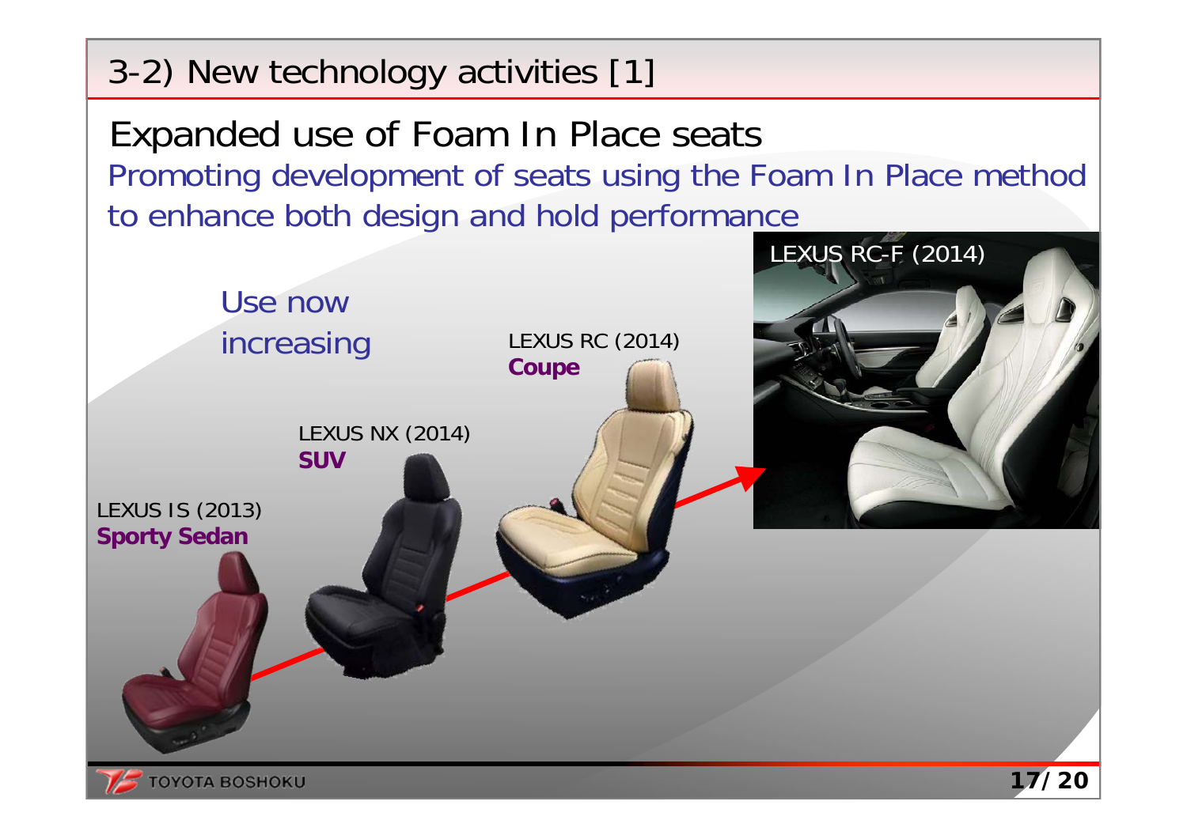## 3-2) New technology activities [1]

### Expanded use of Foam In Place seats

Promoting development of seats using the Foam In Place method to enhance both design and hold performance

Use now increasing

LEXUS IS (2013)
**Sporty Sedan**

LEXUS NX (2014)
**SUV**

LEXUS RC (2014)
**Coupe**

LEXUS RC-F (2014)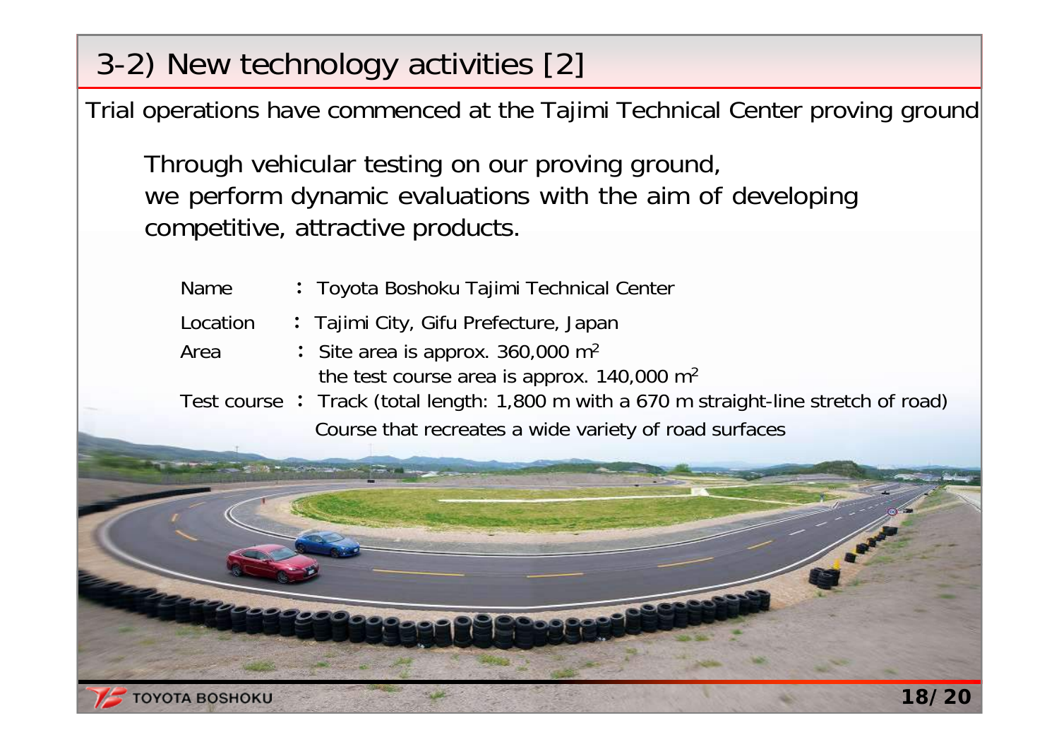# 3-2) New technology activities [2]

Trial operations have commenced at the Tajimi Technical Center proving ground

Through vehicular testing on our proving ground, we perform dynamic evaluations with the aim of developing competitive, attractive products.

| | |
|---|---|
| Name | : Toyota Boshoku Tajimi Technical Center |
| Location | : Tajimi City, Gifu Prefecture, Japan |
| Area | : Site area is approx. 360,000 $m^2$<br>the test course area is approx. 140,000 $m^2$ |
| Test course | : Track (total length: 1,800 m with a 670 m straight-line stretch of road)<br>Course that recreates a wide variety of road surfaces |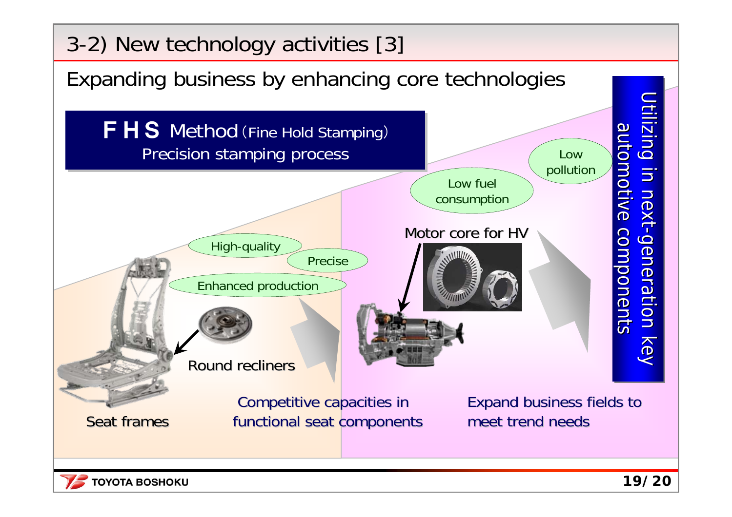# 3-2) New technology activities [3]

## Expanding business by enhancing core technologies

**F H S Method** (Fine Hold Stamping)
Precision stamping process

High-quality

Precise

Enhanced production

Round recliners

Seat frames

Competitive capacities in functional seat components

Low fuel consumption

Low pollution

Motor core for HV

Expand business fields to meet trend needs

Utilizing in next-generation key automotive components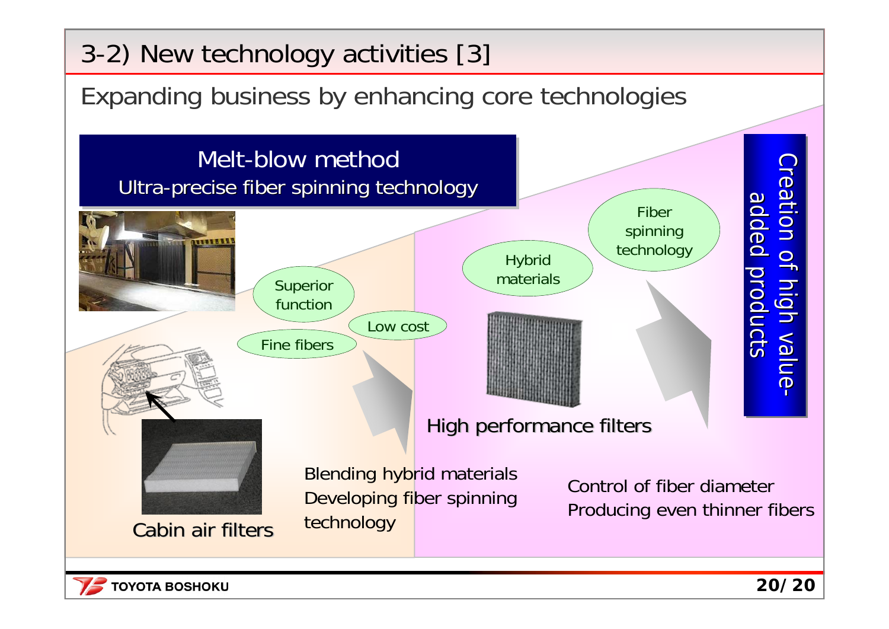# 3-2) New technology activities [3]

## Expanding business by enhancing core technologies

**Melt-blow method**
Ultra-precise fiber spinning technology

Superior function

Low cost

Fine fibers

Hybrid materials

Fiber spinning technology

Cabin air filters

Blending hybrid materials
Developing fiber spinning technology

High performance filters

Control of fiber diameter
Producing even thinner fibers

Creation of high value-added products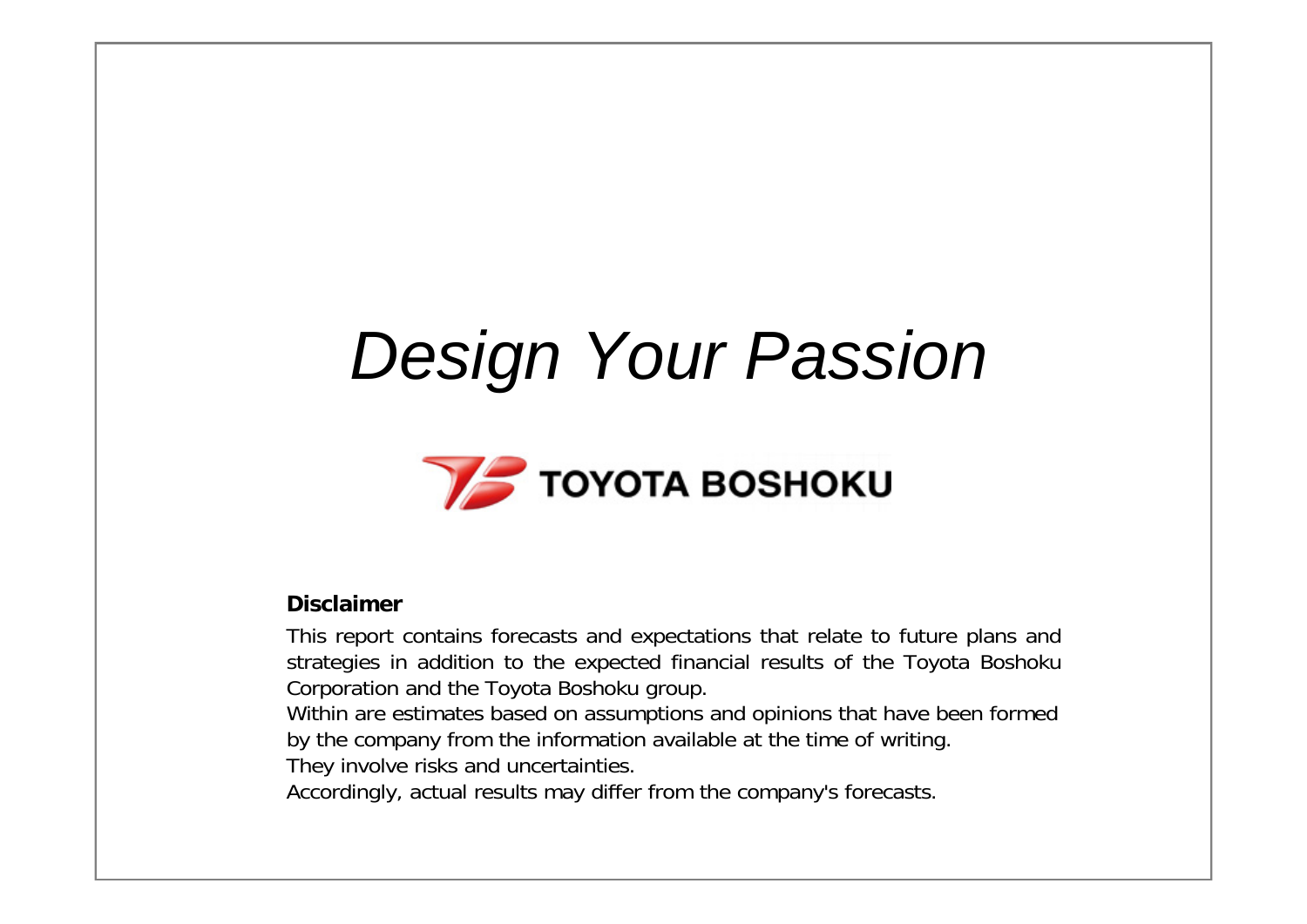# *Design Your Passion*

TOYOTA BOSHOKU

**Disclaimer**

This report contains forecasts and expectations that relate to future plans and strategies in addition to the expected financial results of the Toyota Boshoku Corporation and the Toyota Boshoku group.
Within are estimates based on assumptions and opinions that have been formed by the company from the information available at the time of writing.
They involve risks and uncertainties.
Accordingly, actual results may differ from the company's forecasts.